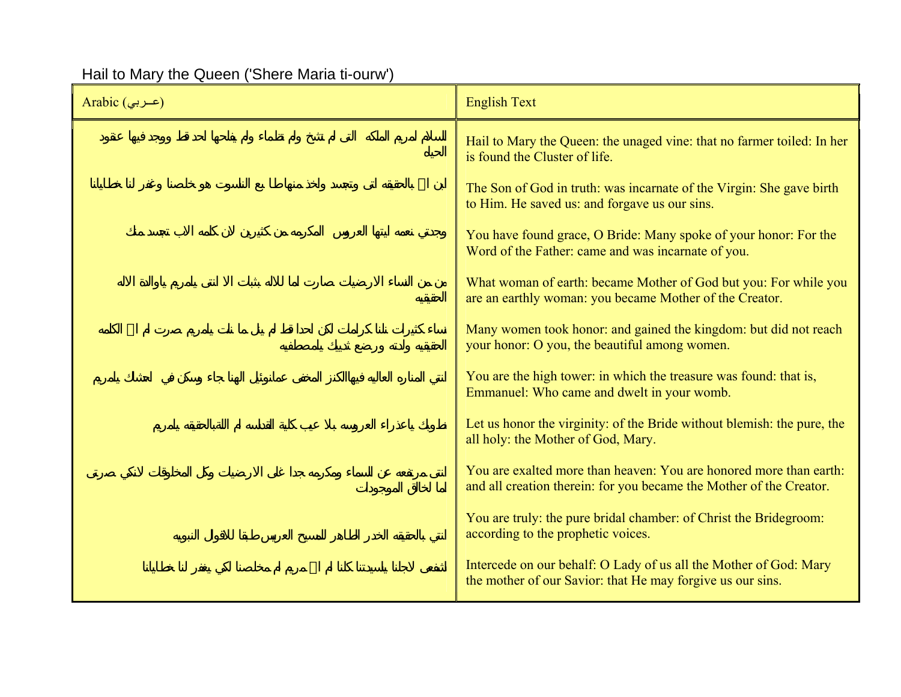Hail to Mary the Queen ('Shere Maria ti-ourw')

| Arabic (عـــربي) | English Text |
| --- | --- |
| السلام لمريم الملكه التى لم تشخ ولم تظماء ولم يفلحها لحد قط ووجد فيها عقود الحياه | Hail to Mary the Queen: the unaged vine: that no farmer toiled: In her is found the Cluster of life. |
| ابن ا بالحقيقه اتى وتجسد ولاخذ منهاطا بع الناسوت هو خلصنا وغفر لنا خطايانا | The Son of God in truth: was incarnate of the Virgin: She gave birth to Him. He saved us: and forgave us our sins. |
| وجدتي نعمه ايتها العروس المكرمه من كثيرين لان كلمه الاب تجسد منك | You have found grace, O Bride: Many spoke of your honor: For the Word of the Father: came and was incarnate of you. |
| من من النساء الارضيات صارت اما للاله بثبات الا انتى يامريم ياوالدة الاله الحقيقيه | What woman of earth: became Mother of God but you: For while you are an earthly woman: you became Mother of the Creator. |
| نساء كثيرات نلنا كرامات لكن لاحدا قط لم ينل ما نلت يامريم صرت ام ا الكلمه الحقيقيه ولدته ورضع ثدييك يامصطفيه | Many women took honor: and gained the kingdom: but did not reach your honor: O you, the beautiful among women. |
| انتي المناره العاليه فيهاالكنز المخفى عمانوئيل الهنا جاء وسكن في احشاك يامريم | You are the high tower: in which the treasure was found: that is, Emmanuel: Who came and dwelt in your womb. |
| نطوبك ياعذراء العروسه بلا عيب كلية القدسه ام اللةبالحقيقه يامريم | Let us honor the virginity: of the Bride without blemish: the pure, the all holy: the Mother of God, Mary. |
| انتى مرتفعه عن السماء ومكرمه جدا على الارضيات وكل المخلوقات لانكي صرتى اما لخالق الموجودات | You are exalted more than heaven: You are honored more than earth: and all creation therein: for you became the Mother of the Creator. |
| انتي بالحقيقه الخدر الطاهر للمسيح العريس طبقا للاقوال النبويه | You are truly: the pure bridal chamber: of Christ the Bridegroom: according to the prophetic voices. |
| اتشفعى لاجلنا ياسيدتنا كلنا ام ا مريم ام مخلصنا لكي يغفر لنا خطايانا | Intercede on our behalf: O Lady of us all the Mother of God: Mary the mother of our Savior: that He may forgive us our sins. |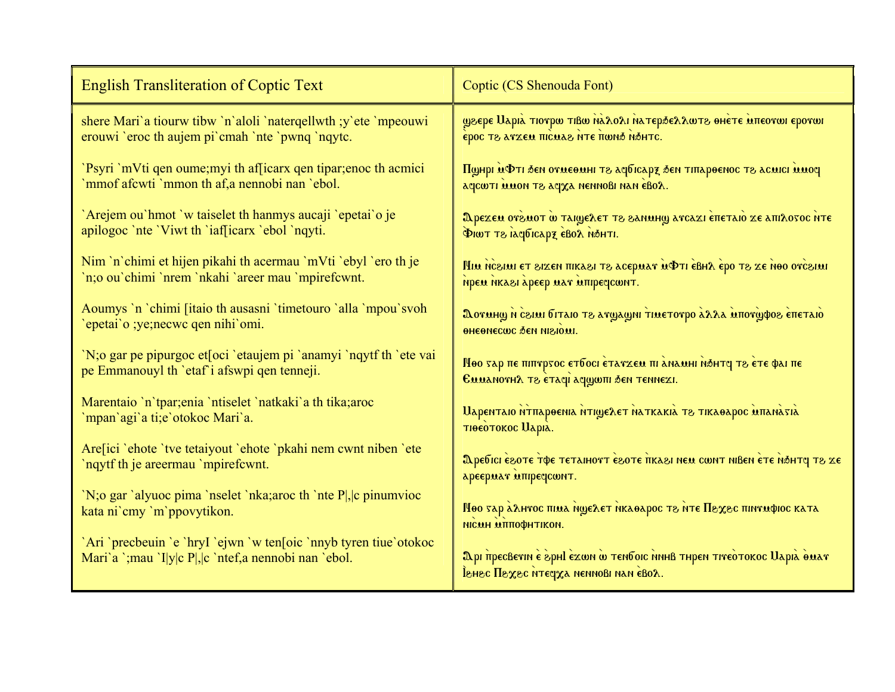| English Transliteration of Coptic Text | Coptic (CS Shenouda Font) |
|---|---|
| shere Mari`a tiourw tibw `n`aloli `naterqellwth ;y`ete `mpeouwi erouwi `eroc th aujem pi`cmah `nte `pwnq `nqytc. | ϣⲉⲣⲉ Ⲙⲁⲣⲓⲁ̀ ⲧⲓⲟⲩⲣⲱ ⲧⲓⲃⲱ ǹⲁ̀ⲗⲟⲗⲓ ǹⲁⲧⲉⲣϧⲉⲗⲗⲱⲧϩ ⲑⲏ̀ⲉⲧⲉ ǹⲡⲉⲟⲩⲱⲓ ⲉⲣⲟⲩⲱⲓ ⲉ̀ⲣⲟⲥ ⲧϩ ⲁⲩϫⲉⲙ ⲡⲓⲥ̀ⲙⲁϩ ǹⲧⲉ ⲡ̀ⲱⲛϧ ǹϧⲏⲧⲥ. |
| `Psyri `mVti qen oume;myi th af[icarx qen tipar;enoc th acmici `mmof afcwti `mmon th af,a nennobi nan `ebol. | Ⲡ̀ϣⲏⲣⲓ ǹⲪϯ ϧⲉⲛ ⲟⲩⲙⲉⲑⲙⲏⲓ ⲧϩ ⲁϥϭⲓⲥⲁⲣⲝ ϧⲉⲛ ϯⲡⲁⲣⲑⲉⲛⲟⲥ ⲧϩ ⲁⲥⲙⲓⲥⲓ ǹⲙⲟϥ ⲁϥⲥⲱϯ ǹⲙⲟⲛ ⲧϩ ⲁϥⲭⲁ ⲛⲉⲛⲛⲟⲃⲓ ⲛⲁⲛ ⲉ̀ⲃⲟⲗ. |
| `Arejem ou`hmot `w taiselet th hanmys aucaji `epetai`o je apilogoc `nte `Viwt th `iaf[icarx `ebol `nqyti. | Ⲁ̀ⲣⲉϫⲉⲙ ⲟⲩϩ̀ⲙⲟⲧ ⲱ̀ ⲧⲁⲓϣⲉⲗⲉⲧ ⲧϩ ϩⲁⲛⲙⲏϣ ⲁⲩⲥⲁϫⲓ ⲉ̀ⲡⲉⲧⲁⲓⲟ̀ ϫⲉ ⲁⲡⲓⲗⲟⲅⲟⲥ ǹⲧⲉ Ⲫ̀ⲓⲱⲧ ⲧϩ ⲓ̀ⲁϥϭⲓⲥⲁⲣⲝ ⲉ̀ⲃⲟⲗ ǹϧⲏⲧⲓ. |
| Nim `n`chimi et hijen pikahi th acermau `mVti `ebyl `ero th je `n;o ou`chimi `nrem `nkahi `areer mau `mpirefcwnt. | Ⲛⲓⲙ ǹⲥ̀ϩⲓⲙⲓ ⲉⲧ ϩⲓϫⲉⲛ ⲡⲓⲕⲁϩⲓ ⲧϩ ⲁⲥⲉⲣⲙⲁⲩ ǹⲪϯ ⲉ̀ⲃⲏⲗ ⲉ̀ⲣⲟ ⲧϩ ϫⲉ ǹⲑⲟ ⲟⲩⲥ̀ϩⲓⲙⲓ ǹⲣⲉⲙ ǹⲕⲁϩⲓ ⲁ̀ⲣⲉⲉⲣ ⲙⲁⲩ ǹⲡⲓⲣⲉϥⲥⲱⲛⲧ. |
| Aoumys `n `chimi [itaio th ausasni `timetouro `alla `mpou`svoh `epetai`o ;ye;necwc qen nihi`omi. | Ⲁⲟⲩⲙⲏϣ ǹ ⲥ̀ϩⲓⲙⲓ ϭⲓⲧⲁⲓⲟ ⲧϩ ⲁⲩϣⲁϣⲛⲓ ϯⲙⲉⲧⲟⲩⲣⲟ ⲁ̀ⲗⲗⲁ ǹⲡⲟⲩϣ̀ⲫⲟϩ ⲉ̀ⲡⲉⲧⲁⲓⲟ̀ ⲑⲏⲉⲑⲛⲉⲥⲱⲥ ϧⲉⲛ ⲛⲓϩⲓⲟ̀ⲙⲓ. |
| `N;o gar pe pipurgoc et[oci `etaujem pi `anamyi `nqytf th `ete vai pe Emmanouyl th `etaf`i afswpi qen tenneji. | Ǹⲑⲟ ⲅⲁⲣ ⲡⲉ ⲡⲓⲡⲩⲣⲅⲟⲥ ⲉⲧϭⲟⲥⲓ ⲉ̀ⲧⲁⲩϫⲉⲙ ⲡⲓ ⲁ̀ⲛⲁⲙⲏⲓ ǹϧⲏⲧϥ ⲧϩ ⲉ̀ⲧⲉ ⲫⲁⲓ ⲡⲉ Ⲉⲙⲙⲁⲛⲟⲩⲏⲗ ⲧϩ ⲉ̀ⲧⲁϥⲓ̀ ⲁϥϣⲱⲡⲓ ϧⲉⲛ ⲧⲉⲛⲛⲉϫⲓ. |
| Marentaio `n`tpar;enia `ntiselet `natkaki`a th tika;aroc `mpan`agi`a ti;e`otokoc Mari`a. | Ⲙⲁⲣⲉⲛⲧⲁⲓⲟ ǹϯⲡⲁⲣⲑⲉⲛⲓⲁ ǹϯϣⲉⲗⲉⲧ ǹⲁⲧⲕⲁⲕⲓⲁ̀ ⲧϩ ϯⲕⲁⲑⲁⲣⲟⲥ ǹⲡⲁⲛⲁ̀ⲅⲓⲁ̀ ϯⲑⲉⲟ̀ⲧⲟⲕⲟⲥ Ⲙⲁⲣⲓⲁ̀. |
| Are[ici `ehote `tve tetaiyout `ehote `pkahi nem cwnt niben `ete `nqytf th je areermau `mpirefcwnt. | Ⲁ̀ⲣⲉϭⲓⲥⲓ ⲉ̀ϩⲟⲧⲉ ⲧ̀ⲫⲉ ⲧⲉⲧⲁⲓⲏⲟⲩⲧ ⲉ̀ϩⲟⲧⲉ ⲡ̀ⲕⲁϩⲓ ⲛⲉⲙ ⲥⲱⲛⲧ ⲛⲓⲃⲉⲛ ⲉ̀ⲧⲉ ǹϧⲏⲧϥ ⲧϩ ϫⲉ ⲁⲣⲉⲉⲣⲙⲁⲩ ǹⲡⲓⲣⲉϥⲥⲱⲛⲧ. |
| `N;o gar `alyuoc pima `nselet `nka;aroc th `nte P\|,\|c pinumvioc kata ni`cmy `m`ppovytikon. | Ǹⲑⲟ ⲅⲁⲣ ⲁ̀ⲗⲏⲑⲟⲥ ⲡⲓⲙⲁ ǹϣⲉⲗⲉⲧ ǹⲕⲁⲑⲁⲣⲟⲥ ⲧϩ ǹⲧⲉ Ⲡⲭ̅ⲥ ⲡⲓⲛⲩⲙⲫⲓⲟⲥ ⲕⲁⲧⲁ ⲛⲓⲥ̀ⲙⲏ ǹⲡ̀ⲣⲟⲫⲏⲧⲓⲕⲟⲛ. |
| `Ari `precbeuin `e `hryI `ejwn `w ten[oic `nnyb tyren tiue`otokoc Mari`a `;mau `I\|y\|c P\|,\|c `ntef,a nennobi nan `ebol. | Ⲁ̀ⲣⲓ ⲡ̀ⲣⲉⲥⲃⲉⲩⲓⲛ ⲉ̀ ϩ̀ⲣⲏⲓ ⲉ̀ϫⲱⲛ ⲱ̀ ⲧⲉⲛϭⲟⲓⲥ ǹⲛⲏⲃ ⲧⲏⲣⲉⲛ ϯⲑⲉⲟ̀ⲧⲟⲕⲟⲥ Ⲙⲁⲣⲓⲁ̀ ⲑ̀ⲙⲁⲩ Ⲓ̀ⲏ̅ⲥ Ⲡⲭ̅ⲥ ǹⲧⲉϥⲭⲁ ⲛⲉⲛⲛⲟⲃⲓ ⲛⲁⲛ ⲉ̀ⲃⲟⲗ. |